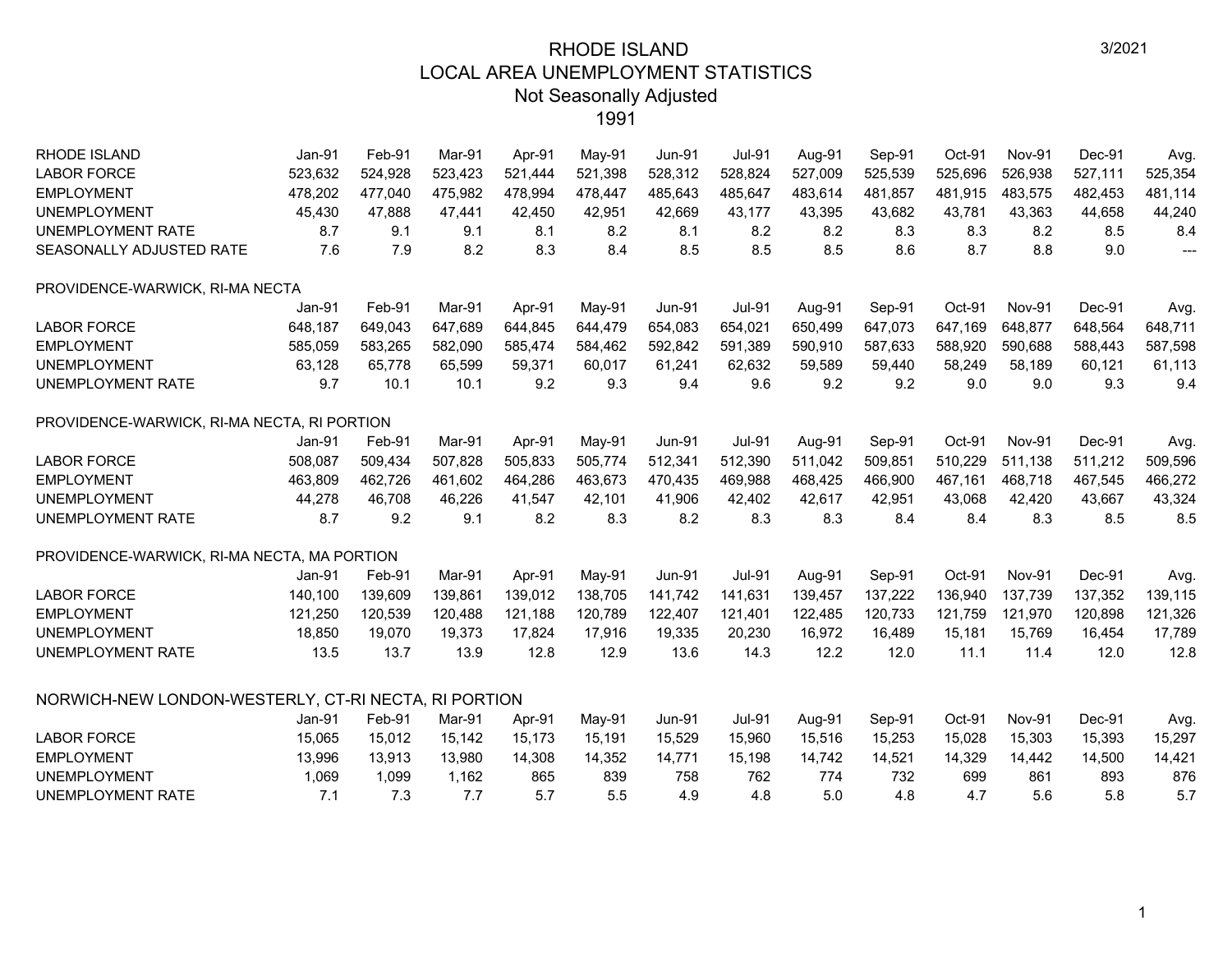# RHODE ISLAND
## LOCAL AREA UNEMPLOYMENT STATISTICS
### Not Seasonally Adjusted
### 1991

3/2021

| RHODE ISLAND | Jan-91 | Feb-91 | Mar-91 | Apr-91 | May-91 | Jun-91 | Jul-91 | Aug-91 | Sep-91 | Oct-91 | Nov-91 | Dec-91 | Avg. |
|---|---|---|---|---|---|---|---|---|---|---|---|---|---|
| LABOR FORCE | 523,632 | 524,928 | 523,423 | 521,444 | 521,398 | 528,312 | 528,824 | 527,009 | 525,539 | 525,696 | 526,938 | 527,111 | 525,354 |
| EMPLOYMENT | 478,202 | 477,040 | 475,982 | 478,994 | 478,447 | 485,643 | 485,647 | 483,614 | 481,857 | 481,915 | 483,575 | 482,453 | 481,114 |
| UNEMPLOYMENT | 45,430 | 47,888 | 47,441 | 42,450 | 42,951 | 42,669 | 43,177 | 43,395 | 43,682 | 43,781 | 43,363 | 44,658 | 44,240 |
| UNEMPLOYMENT RATE | 8.7 | 9.1 | 9.1 | 8.1 | 8.2 | 8.1 | 8.2 | 8.2 | 8.3 | 8.3 | 8.2 | 8.5 | 8.4 |
| SEASONALLY ADJUSTED RATE | 7.6 | 7.9 | 8.2 | 8.3 | 8.4 | 8.5 | 8.5 | 8.5 | 8.6 | 8.7 | 8.8 | 9.0 | --- |

PROVIDENCE-WARWICK, RI-MA NECTA

| | Jan-91 | Feb-91 | Mar-91 | Apr-91 | May-91 | Jun-91 | Jul-91 | Aug-91 | Sep-91 | Oct-91 | Nov-91 | Dec-91 | Avg. |
|---|---|---|---|---|---|---|---|---|---|---|---|---|---|
| LABOR FORCE | 648,187 | 649,043 | 647,689 | 644,845 | 644,479 | 654,083 | 654,021 | 650,499 | 647,073 | 647,169 | 648,877 | 648,564 | 648,711 |
| EMPLOYMENT | 585,059 | 583,265 | 582,090 | 585,474 | 584,462 | 592,842 | 591,389 | 590,910 | 587,633 | 588,920 | 590,688 | 588,443 | 587,598 |
| UNEMPLOYMENT | 63,128 | 65,778 | 65,599 | 59,371 | 60,017 | 61,241 | 62,632 | 59,589 | 59,440 | 58,249 | 58,189 | 60,121 | 61,113 |
| UNEMPLOYMENT RATE | 9.7 | 10.1 | 10.1 | 9.2 | 9.3 | 9.4 | 9.6 | 9.2 | 9.2 | 9.0 | 9.0 | 9.3 | 9.4 |

PROVIDENCE-WARWICK, RI-MA NECTA, RI PORTION

| | Jan-91 | Feb-91 | Mar-91 | Apr-91 | May-91 | Jun-91 | Jul-91 | Aug-91 | Sep-91 | Oct-91 | Nov-91 | Dec-91 | Avg. |
|---|---|---|---|---|---|---|---|---|---|---|---|---|---|
| LABOR FORCE | 508,087 | 509,434 | 507,828 | 505,833 | 505,774 | 512,341 | 512,390 | 511,042 | 509,851 | 510,229 | 511,138 | 511,212 | 509,596 |
| EMPLOYMENT | 463,809 | 462,726 | 461,602 | 464,286 | 463,673 | 470,435 | 469,988 | 468,425 | 466,900 | 467,161 | 468,718 | 467,545 | 466,272 |
| UNEMPLOYMENT | 44,278 | 46,708 | 46,226 | 41,547 | 42,101 | 41,906 | 42,402 | 42,617 | 42,951 | 43,068 | 42,420 | 43,667 | 43,324 |
| UNEMPLOYMENT RATE | 8.7 | 9.2 | 9.1 | 8.2 | 8.3 | 8.2 | 8.3 | 8.3 | 8.4 | 8.4 | 8.3 | 8.5 | 8.5 |

PROVIDENCE-WARWICK, RI-MA NECTA, MA PORTION

| | Jan-91 | Feb-91 | Mar-91 | Apr-91 | May-91 | Jun-91 | Jul-91 | Aug-91 | Sep-91 | Oct-91 | Nov-91 | Dec-91 | Avg. |
|---|---|---|---|---|---|---|---|---|---|---|---|---|---|
| LABOR FORCE | 140,100 | 139,609 | 139,861 | 139,012 | 138,705 | 141,742 | 141,631 | 139,457 | 137,222 | 136,940 | 137,739 | 137,352 | 139,115 |
| EMPLOYMENT | 121,250 | 120,539 | 120,488 | 121,188 | 120,789 | 122,407 | 121,401 | 122,485 | 120,733 | 121,759 | 121,970 | 120,898 | 121,326 |
| UNEMPLOYMENT | 18,850 | 19,070 | 19,373 | 17,824 | 17,916 | 19,335 | 20,230 | 16,972 | 16,489 | 15,181 | 15,769 | 16,454 | 17,789 |
| UNEMPLOYMENT RATE | 13.5 | 13.7 | 13.9 | 12.8 | 12.9 | 13.6 | 14.3 | 12.2 | 12.0 | 11.1 | 11.4 | 12.0 | 12.8 |

NORWICH-NEW LONDON-WESTERLY, CT-RI NECTA, RI PORTION

| | Jan-91 | Feb-91 | Mar-91 | Apr-91 | May-91 | Jun-91 | Jul-91 | Aug-91 | Sep-91 | Oct-91 | Nov-91 | Dec-91 | Avg. |
|---|---|---|---|---|---|---|---|---|---|---|---|---|---|
| LABOR FORCE | 15,065 | 15,012 | 15,142 | 15,173 | 15,191 | 15,529 | 15,960 | 15,516 | 15,253 | 15,028 | 15,303 | 15,393 | 15,297 |
| EMPLOYMENT | 13,996 | 13,913 | 13,980 | 14,308 | 14,352 | 14,771 | 15,198 | 14,742 | 14,521 | 14,329 | 14,442 | 14,500 | 14,421 |
| UNEMPLOYMENT | 1,069 | 1,099 | 1,162 | 865 | 839 | 758 | 762 | 774 | 732 | 699 | 861 | 893 | 876 |
| UNEMPLOYMENT RATE | 7.1 | 7.3 | 7.7 | 5.7 | 5.5 | 4.9 | 4.8 | 5.0 | 4.8 | 4.7 | 5.6 | 5.8 | 5.7 |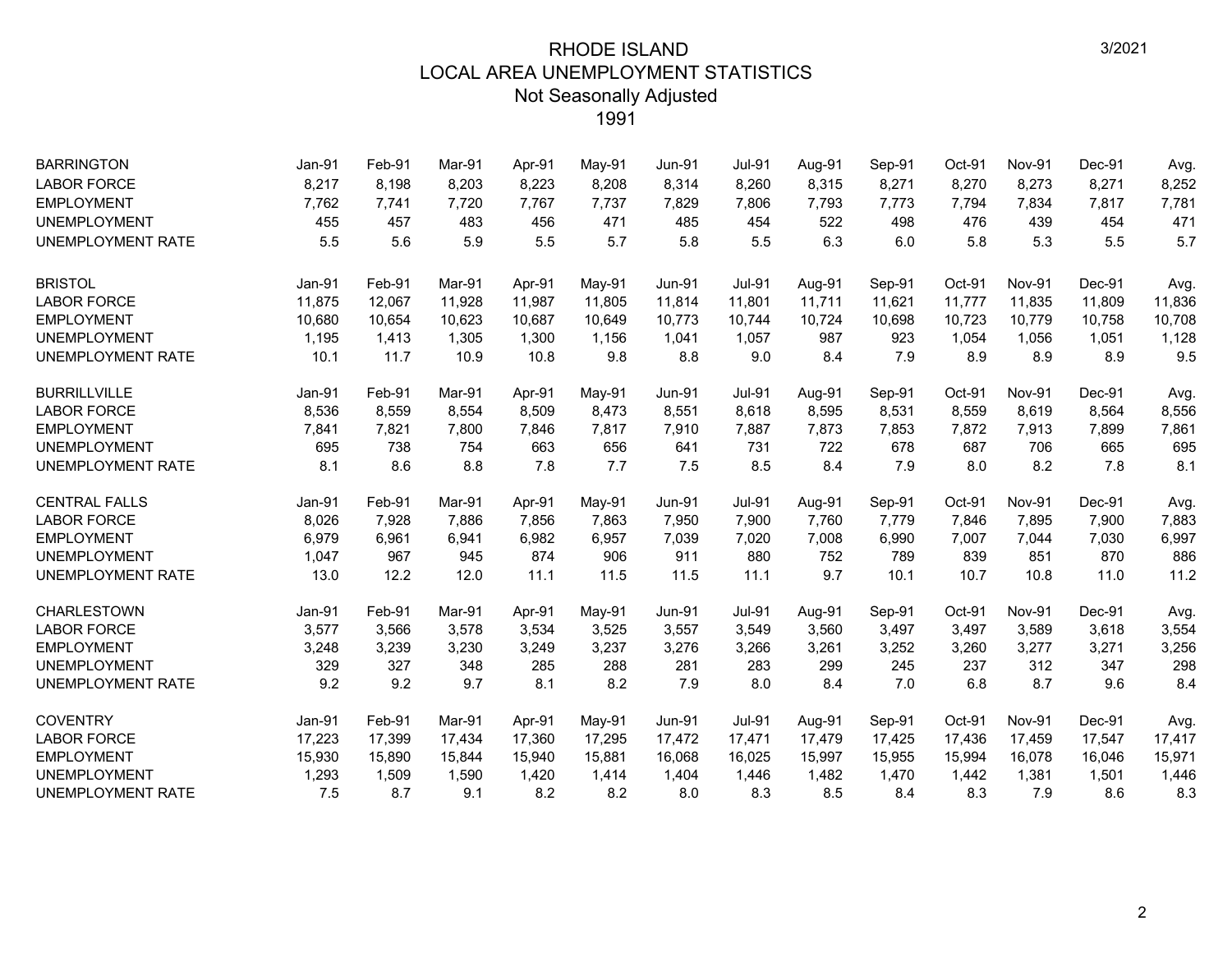# RHODE ISLAND
## LOCAL AREA UNEMPLOYMENT STATISTICS
### Not Seasonally Adjusted
### 1991

| BARRINGTON | Jan-91 | Feb-91 | Mar-91 | Apr-91 | May-91 | Jun-91 | Jul-91 | Aug-91 | Sep-91 | Oct-91 | Nov-91 | Dec-91 | Avg. |
|---|---|---|---|---|---|---|---|---|---|---|---|---|---|
| LABOR FORCE | 8,217 | 8,198 | 8,203 | 8,223 | 8,208 | 8,314 | 8,260 | 8,315 | 8,271 | 8,270 | 8,273 | 8,271 | 8,252 |
| EMPLOYMENT | 7,762 | 7,741 | 7,720 | 7,767 | 7,737 | 7,829 | 7,806 | 7,793 | 7,773 | 7,794 | 7,834 | 7,817 | 7,781 |
| UNEMPLOYMENT | 455 | 457 | 483 | 456 | 471 | 485 | 454 | 522 | 498 | 476 | 439 | 454 | 471 |
| UNEMPLOYMENT RATE | 5.5 | 5.6 | 5.9 | 5.5 | 5.7 | 5.8 | 5.5 | 6.3 | 6.0 | 5.8 | 5.3 | 5.5 | 5.7 |

| BRISTOL | Jan-91 | Feb-91 | Mar-91 | Apr-91 | May-91 | Jun-91 | Jul-91 | Aug-91 | Sep-91 | Oct-91 | Nov-91 | Dec-91 | Avg. |
|---|---|---|---|---|---|---|---|---|---|---|---|---|---|
| LABOR FORCE | 11,875 | 12,067 | 11,928 | 11,987 | 11,805 | 11,814 | 11,801 | 11,711 | 11,621 | 11,777 | 11,835 | 11,809 | 11,836 |
| EMPLOYMENT | 10,680 | 10,654 | 10,623 | 10,687 | 10,649 | 10,773 | 10,744 | 10,724 | 10,698 | 10,723 | 10,779 | 10,758 | 10,708 |
| UNEMPLOYMENT | 1,195 | 1,413 | 1,305 | 1,300 | 1,156 | 1,041 | 1,057 | 987 | 923 | 1,054 | 1,056 | 1,051 | 1,128 |
| UNEMPLOYMENT RATE | 10.1 | 11.7 | 10.9 | 10.8 | 9.8 | 8.8 | 9.0 | 8.4 | 7.9 | 8.9 | 8.9 | 8.9 | 9.5 |

| BURRILLVILLE | Jan-91 | Feb-91 | Mar-91 | Apr-91 | May-91 | Jun-91 | Jul-91 | Aug-91 | Sep-91 | Oct-91 | Nov-91 | Dec-91 | Avg. |
|---|---|---|---|---|---|---|---|---|---|---|---|---|---|
| LABOR FORCE | 8,536 | 8,559 | 8,554 | 8,509 | 8,473 | 8,551 | 8,618 | 8,595 | 8,531 | 8,559 | 8,619 | 8,564 | 8,556 |
| EMPLOYMENT | 7,841 | 7,821 | 7,800 | 7,846 | 7,817 | 7,910 | 7,887 | 7,873 | 7,853 | 7,872 | 7,913 | 7,899 | 7,861 |
| UNEMPLOYMENT | 695 | 738 | 754 | 663 | 656 | 641 | 731 | 722 | 678 | 687 | 706 | 665 | 695 |
| UNEMPLOYMENT RATE | 8.1 | 8.6 | 8.8 | 7.8 | 7.7 | 7.5 | 8.5 | 8.4 | 7.9 | 8.0 | 8.2 | 7.8 | 8.1 |

| CENTRAL FALLS | Jan-91 | Feb-91 | Mar-91 | Apr-91 | May-91 | Jun-91 | Jul-91 | Aug-91 | Sep-91 | Oct-91 | Nov-91 | Dec-91 | Avg. |
|---|---|---|---|---|---|---|---|---|---|---|---|---|---|
| LABOR FORCE | 8,026 | 7,928 | 7,886 | 7,856 | 7,863 | 7,950 | 7,900 | 7,760 | 7,779 | 7,846 | 7,895 | 7,900 | 7,883 |
| EMPLOYMENT | 6,979 | 6,961 | 6,941 | 6,982 | 6,957 | 7,039 | 7,020 | 7,008 | 6,990 | 7,007 | 7,044 | 7,030 | 6,997 |
| UNEMPLOYMENT | 1,047 | 967 | 945 | 874 | 906 | 911 | 880 | 752 | 789 | 839 | 851 | 870 | 886 |
| UNEMPLOYMENT RATE | 13.0 | 12.2 | 12.0 | 11.1 | 11.5 | 11.5 | 11.1 | 9.7 | 10.1 | 10.7 | 10.8 | 11.0 | 11.2 |

| CHARLESTOWN | Jan-91 | Feb-91 | Mar-91 | Apr-91 | May-91 | Jun-91 | Jul-91 | Aug-91 | Sep-91 | Oct-91 | Nov-91 | Dec-91 | Avg. |
|---|---|---|---|---|---|---|---|---|---|---|---|---|---|
| LABOR FORCE | 3,577 | 3,566 | 3,578 | 3,534 | 3,525 | 3,557 | 3,549 | 3,560 | 3,497 | 3,497 | 3,589 | 3,618 | 3,554 |
| EMPLOYMENT | 3,248 | 3,239 | 3,230 | 3,249 | 3,237 | 3,276 | 3,266 | 3,261 | 3,252 | 3,260 | 3,277 | 3,271 | 3,256 |
| UNEMPLOYMENT | 329 | 327 | 348 | 285 | 288 | 281 | 283 | 299 | 245 | 237 | 312 | 347 | 298 |
| UNEMPLOYMENT RATE | 9.2 | 9.2 | 9.7 | 8.1 | 8.2 | 7.9 | 8.0 | 8.4 | 7.0 | 6.8 | 8.7 | 9.6 | 8.4 |

| COVENTRY | Jan-91 | Feb-91 | Mar-91 | Apr-91 | May-91 | Jun-91 | Jul-91 | Aug-91 | Sep-91 | Oct-91 | Nov-91 | Dec-91 | Avg. |
|---|---|---|---|---|---|---|---|---|---|---|---|---|---|
| LABOR FORCE | 17,223 | 17,399 | 17,434 | 17,360 | 17,295 | 17,472 | 17,471 | 17,479 | 17,425 | 17,436 | 17,459 | 17,547 | 17,417 |
| EMPLOYMENT | 15,930 | 15,890 | 15,844 | 15,940 | 15,881 | 16,068 | 16,025 | 15,997 | 15,955 | 15,994 | 16,078 | 16,046 | 15,971 |
| UNEMPLOYMENT | 1,293 | 1,509 | 1,590 | 1,420 | 1,414 | 1,404 | 1,446 | 1,482 | 1,470 | 1,442 | 1,381 | 1,501 | 1,446 |
| UNEMPLOYMENT RATE | 7.5 | 8.7 | 9.1 | 8.2 | 8.2 | 8.0 | 8.3 | 8.5 | 8.4 | 8.3 | 7.9 | 8.6 | 8.3 |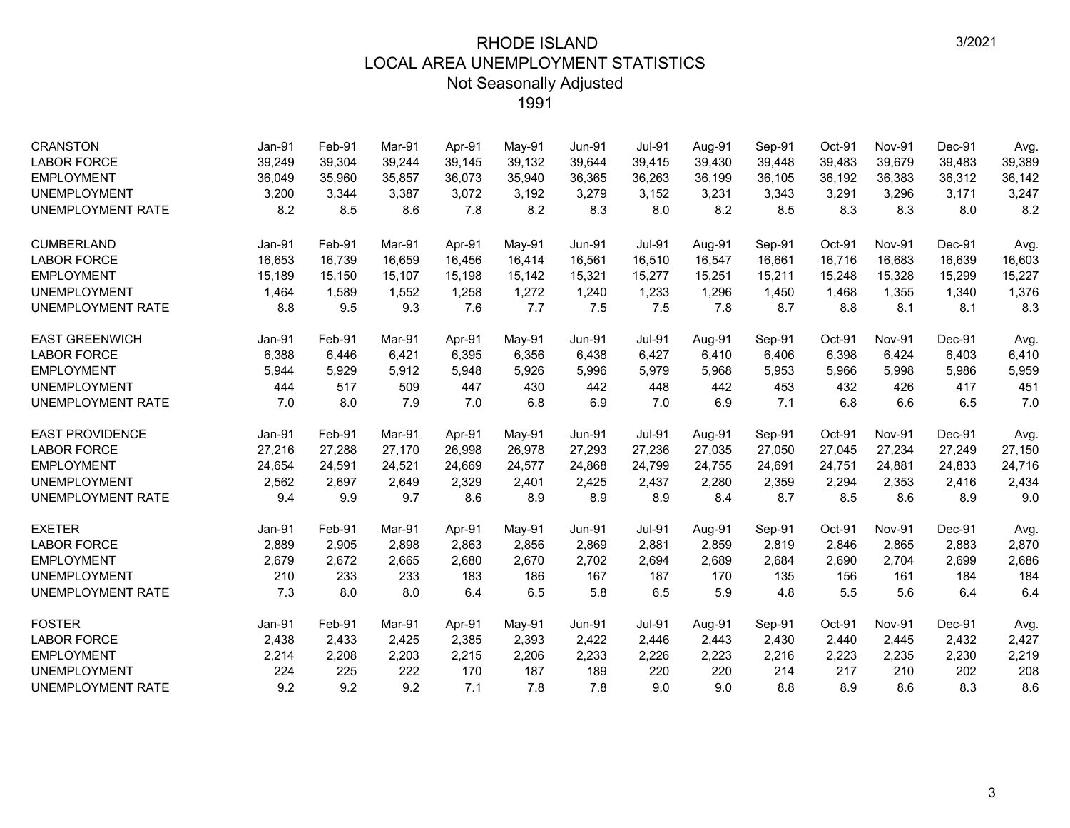# RHODE ISLAND
## LOCAL AREA UNEMPLOYMENT STATISTICS
### Not Seasonally Adjusted
### 1991

| CRANSTON | Jan-91 | Feb-91 | Mar-91 | Apr-91 | May-91 | Jun-91 | Jul-91 | Aug-91 | Sep-91 | Oct-91 | Nov-91 | Dec-91 | Avg. |
|---|---|---|---|---|---|---|---|---|---|---|---|---|---|
| LABOR FORCE | 39,249 | 39,304 | 39,244 | 39,145 | 39,132 | 39,644 | 39,415 | 39,430 | 39,448 | 39,483 | 39,679 | 39,483 | 39,389 |
| EMPLOYMENT | 36,049 | 35,960 | 35,857 | 36,073 | 35,940 | 36,365 | 36,263 | 36,199 | 36,105 | 36,192 | 36,383 | 36,312 | 36,142 |
| UNEMPLOYMENT | 3,200 | 3,344 | 3,387 | 3,072 | 3,192 | 3,279 | 3,152 | 3,231 | 3,343 | 3,291 | 3,296 | 3,171 | 3,247 |
| UNEMPLOYMENT RATE | 8.2 | 8.5 | 8.6 | 7.8 | 8.2 | 8.3 | 8.0 | 8.2 | 8.5 | 8.3 | 8.3 | 8.0 | 8.2 |

| CUMBERLAND | Jan-91 | Feb-91 | Mar-91 | Apr-91 | May-91 | Jun-91 | Jul-91 | Aug-91 | Sep-91 | Oct-91 | Nov-91 | Dec-91 | Avg. |
|---|---|---|---|---|---|---|---|---|---|---|---|---|---|
| LABOR FORCE | 16,653 | 16,739 | 16,659 | 16,456 | 16,414 | 16,561 | 16,510 | 16,547 | 16,661 | 16,716 | 16,683 | 16,639 | 16,603 |
| EMPLOYMENT | 15,189 | 15,150 | 15,107 | 15,198 | 15,142 | 15,321 | 15,277 | 15,251 | 15,211 | 15,248 | 15,328 | 15,299 | 15,227 |
| UNEMPLOYMENT | 1,464 | 1,589 | 1,552 | 1,258 | 1,272 | 1,240 | 1,233 | 1,296 | 1,450 | 1,468 | 1,355 | 1,340 | 1,376 |
| UNEMPLOYMENT RATE | 8.8 | 9.5 | 9.3 | 7.6 | 7.7 | 7.5 | 7.5 | 7.8 | 8.7 | 8.8 | 8.1 | 8.1 | 8.3 |

| EAST GREENWICH | Jan-91 | Feb-91 | Mar-91 | Apr-91 | May-91 | Jun-91 | Jul-91 | Aug-91 | Sep-91 | Oct-91 | Nov-91 | Dec-91 | Avg. |
|---|---|---|---|---|---|---|---|---|---|---|---|---|---|
| LABOR FORCE | 6,388 | 6,446 | 6,421 | 6,395 | 6,356 | 6,438 | 6,427 | 6,410 | 6,406 | 6,398 | 6,424 | 6,403 | 6,410 |
| EMPLOYMENT | 5,944 | 5,929 | 5,912 | 5,948 | 5,926 | 5,996 | 5,979 | 5,968 | 5,953 | 5,966 | 5,998 | 5,986 | 5,959 |
| UNEMPLOYMENT | 444 | 517 | 509 | 447 | 430 | 442 | 448 | 442 | 453 | 432 | 426 | 417 | 451 |
| UNEMPLOYMENT RATE | 7.0 | 8.0 | 7.9 | 7.0 | 6.8 | 6.9 | 7.0 | 6.9 | 7.1 | 6.8 | 6.6 | 6.5 | 7.0 |

| EAST PROVIDENCE | Jan-91 | Feb-91 | Mar-91 | Apr-91 | May-91 | Jun-91 | Jul-91 | Aug-91 | Sep-91 | Oct-91 | Nov-91 | Dec-91 | Avg. |
|---|---|---|---|---|---|---|---|---|---|---|---|---|---|
| LABOR FORCE | 27,216 | 27,288 | 27,170 | 26,998 | 26,978 | 27,293 | 27,236 | 27,035 | 27,050 | 27,045 | 27,234 | 27,249 | 27,150 |
| EMPLOYMENT | 24,654 | 24,591 | 24,521 | 24,669 | 24,577 | 24,868 | 24,799 | 24,755 | 24,691 | 24,751 | 24,881 | 24,833 | 24,716 |
| UNEMPLOYMENT | 2,562 | 2,697 | 2,649 | 2,329 | 2,401 | 2,425 | 2,437 | 2,280 | 2,359 | 2,294 | 2,353 | 2,416 | 2,434 |
| UNEMPLOYMENT RATE | 9.4 | 9.9 | 9.7 | 8.6 | 8.9 | 8.9 | 8.9 | 8.4 | 8.7 | 8.5 | 8.6 | 8.9 | 9.0 |

| EXETER | Jan-91 | Feb-91 | Mar-91 | Apr-91 | May-91 | Jun-91 | Jul-91 | Aug-91 | Sep-91 | Oct-91 | Nov-91 | Dec-91 | Avg. |
|---|---|---|---|---|---|---|---|---|---|---|---|---|---|
| LABOR FORCE | 2,889 | 2,905 | 2,898 | 2,863 | 2,856 | 2,869 | 2,881 | 2,859 | 2,819 | 2,846 | 2,865 | 2,883 | 2,870 |
| EMPLOYMENT | 2,679 | 2,672 | 2,665 | 2,680 | 2,670 | 2,702 | 2,694 | 2,689 | 2,684 | 2,690 | 2,704 | 2,699 | 2,686 |
| UNEMPLOYMENT | 210 | 233 | 233 | 183 | 186 | 167 | 187 | 170 | 135 | 156 | 161 | 184 | 184 |
| UNEMPLOYMENT RATE | 7.3 | 8.0 | 8.0 | 6.4 | 6.5 | 5.8 | 6.5 | 5.9 | 4.8 | 5.5 | 5.6 | 6.4 | 6.4 |

| FOSTER | Jan-91 | Feb-91 | Mar-91 | Apr-91 | May-91 | Jun-91 | Jul-91 | Aug-91 | Sep-91 | Oct-91 | Nov-91 | Dec-91 | Avg. |
|---|---|---|---|---|---|---|---|---|---|---|---|---|---|
| LABOR FORCE | 2,438 | 2,433 | 2,425 | 2,385 | 2,393 | 2,422 | 2,446 | 2,443 | 2,430 | 2,440 | 2,445 | 2,432 | 2,427 |
| EMPLOYMENT | 2,214 | 2,208 | 2,203 | 2,215 | 2,206 | 2,233 | 2,226 | 2,223 | 2,216 | 2,223 | 2,235 | 2,230 | 2,219 |
| UNEMPLOYMENT | 224 | 225 | 222 | 170 | 187 | 189 | 220 | 220 | 214 | 217 | 210 | 202 | 208 |
| UNEMPLOYMENT RATE | 9.2 | 9.2 | 9.2 | 7.1 | 7.8 | 7.8 | 9.0 | 9.0 | 8.8 | 8.9 | 8.6 | 8.3 | 8.6 |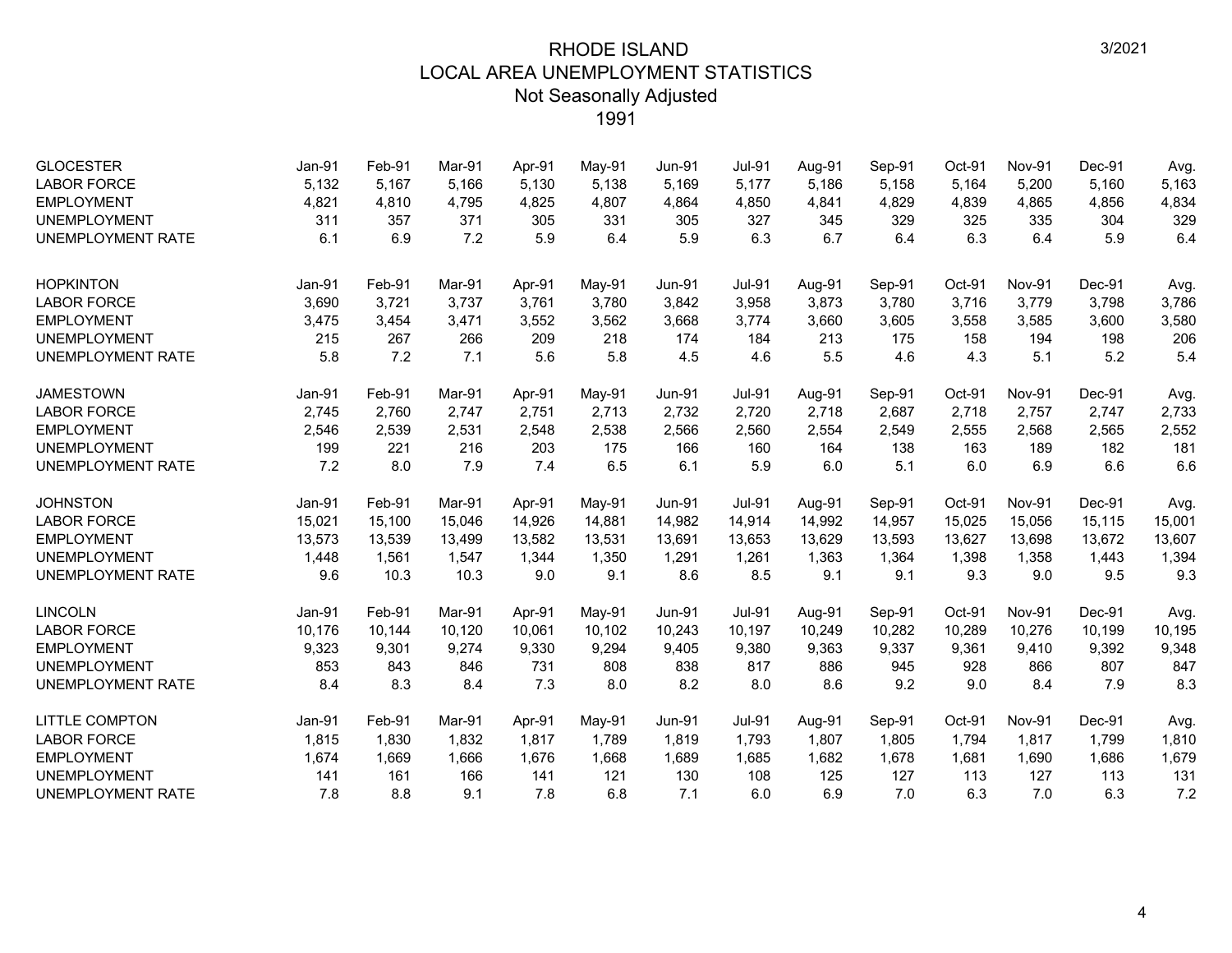# RHODE ISLAND
## LOCAL AREA UNEMPLOYMENT STATISTICS
### Not Seasonally Adjusted
### 1991

| GLOCESTER | Jan-91 | Feb-91 | Mar-91 | Apr-91 | May-91 | Jun-91 | Jul-91 | Aug-91 | Sep-91 | Oct-91 | Nov-91 | Dec-91 | Avg. |
|---|---|---|---|---|---|---|---|---|---|---|---|---|---|
| LABOR FORCE | 5,132 | 5,167 | 5,166 | 5,130 | 5,138 | 5,169 | 5,177 | 5,186 | 5,158 | 5,164 | 5,200 | 5,160 | 5,163 |
| EMPLOYMENT | 4,821 | 4,810 | 4,795 | 4,825 | 4,807 | 4,864 | 4,850 | 4,841 | 4,829 | 4,839 | 4,865 | 4,856 | 4,834 |
| UNEMPLOYMENT | 311 | 357 | 371 | 305 | 331 | 305 | 327 | 345 | 329 | 325 | 335 | 304 | 329 |
| UNEMPLOYMENT RATE | 6.1 | 6.9 | 7.2 | 5.9 | 6.4 | 5.9 | 6.3 | 6.7 | 6.4 | 6.3 | 6.4 | 5.9 | 6.4 |

| HOPKINTON | Jan-91 | Feb-91 | Mar-91 | Apr-91 | May-91 | Jun-91 | Jul-91 | Aug-91 | Sep-91 | Oct-91 | Nov-91 | Dec-91 | Avg. |
|---|---|---|---|---|---|---|---|---|---|---|---|---|---|
| LABOR FORCE | 3,690 | 3,721 | 3,737 | 3,761 | 3,780 | 3,842 | 3,958 | 3,873 | 3,780 | 3,716 | 3,779 | 3,798 | 3,786 |
| EMPLOYMENT | 3,475 | 3,454 | 3,471 | 3,552 | 3,562 | 3,668 | 3,774 | 3,660 | 3,605 | 3,558 | 3,585 | 3,600 | 3,580 |
| UNEMPLOYMENT | 215 | 267 | 266 | 209 | 218 | 174 | 184 | 213 | 175 | 158 | 194 | 198 | 206 |
| UNEMPLOYMENT RATE | 5.8 | 7.2 | 7.1 | 5.6 | 5.8 | 4.5 | 4.6 | 5.5 | 4.6 | 4.3 | 5.1 | 5.2 | 5.4 |

| JAMESTOWN | Jan-91 | Feb-91 | Mar-91 | Apr-91 | May-91 | Jun-91 | Jul-91 | Aug-91 | Sep-91 | Oct-91 | Nov-91 | Dec-91 | Avg. |
|---|---|---|---|---|---|---|---|---|---|---|---|---|---|
| LABOR FORCE | 2,745 | 2,760 | 2,747 | 2,751 | 2,713 | 2,732 | 2,720 | 2,718 | 2,687 | 2,718 | 2,757 | 2,747 | 2,733 |
| EMPLOYMENT | 2,546 | 2,539 | 2,531 | 2,548 | 2,538 | 2,566 | 2,560 | 2,554 | 2,549 | 2,555 | 2,568 | 2,565 | 2,552 |
| UNEMPLOYMENT | 199 | 221 | 216 | 203 | 175 | 166 | 160 | 164 | 138 | 163 | 189 | 182 | 181 |
| UNEMPLOYMENT RATE | 7.2 | 8.0 | 7.9 | 7.4 | 6.5 | 6.1 | 5.9 | 6.0 | 5.1 | 6.0 | 6.9 | 6.6 | 6.6 |

| JOHNSTON | Jan-91 | Feb-91 | Mar-91 | Apr-91 | May-91 | Jun-91 | Jul-91 | Aug-91 | Sep-91 | Oct-91 | Nov-91 | Dec-91 | Avg. |
|---|---|---|---|---|---|---|---|---|---|---|---|---|---|
| LABOR FORCE | 15,021 | 15,100 | 15,046 | 14,926 | 14,881 | 14,982 | 14,914 | 14,992 | 14,957 | 15,025 | 15,056 | 15,115 | 15,001 |
| EMPLOYMENT | 13,573 | 13,539 | 13,499 | 13,582 | 13,531 | 13,691 | 13,653 | 13,629 | 13,593 | 13,627 | 13,698 | 13,672 | 13,607 |
| UNEMPLOYMENT | 1,448 | 1,561 | 1,547 | 1,344 | 1,350 | 1,291 | 1,261 | 1,363 | 1,364 | 1,398 | 1,358 | 1,443 | 1,394 |
| UNEMPLOYMENT RATE | 9.6 | 10.3 | 10.3 | 9.0 | 9.1 | 8.6 | 8.5 | 9.1 | 9.1 | 9.3 | 9.0 | 9.5 | 9.3 |

| LINCOLN | Jan-91 | Feb-91 | Mar-91 | Apr-91 | May-91 | Jun-91 | Jul-91 | Aug-91 | Sep-91 | Oct-91 | Nov-91 | Dec-91 | Avg. |
|---|---|---|---|---|---|---|---|---|---|---|---|---|---|
| LABOR FORCE | 10,176 | 10,144 | 10,120 | 10,061 | 10,102 | 10,243 | 10,197 | 10,249 | 10,282 | 10,289 | 10,276 | 10,199 | 10,195 |
| EMPLOYMENT | 9,323 | 9,301 | 9,274 | 9,330 | 9,294 | 9,405 | 9,380 | 9,363 | 9,337 | 9,361 | 9,410 | 9,392 | 9,348 |
| UNEMPLOYMENT | 853 | 843 | 846 | 731 | 808 | 838 | 817 | 886 | 945 | 928 | 866 | 807 | 847 |
| UNEMPLOYMENT RATE | 8.4 | 8.3 | 8.4 | 7.3 | 8.0 | 8.2 | 8.0 | 8.6 | 9.2 | 9.0 | 8.4 | 7.9 | 8.3 |

| LITTLE COMPTON | Jan-91 | Feb-91 | Mar-91 | Apr-91 | May-91 | Jun-91 | Jul-91 | Aug-91 | Sep-91 | Oct-91 | Nov-91 | Dec-91 | Avg. |
|---|---|---|---|---|---|---|---|---|---|---|---|---|---|
| LABOR FORCE | 1,815 | 1,830 | 1,832 | 1,817 | 1,789 | 1,819 | 1,793 | 1,807 | 1,805 | 1,794 | 1,817 | 1,799 | 1,810 |
| EMPLOYMENT | 1,674 | 1,669 | 1,666 | 1,676 | 1,668 | 1,689 | 1,685 | 1,682 | 1,678 | 1,681 | 1,690 | 1,686 | 1,679 |
| UNEMPLOYMENT | 141 | 161 | 166 | 141 | 121 | 130 | 108 | 125 | 127 | 113 | 127 | 113 | 131 |
| UNEMPLOYMENT RATE | 7.8 | 8.8 | 9.1 | 7.8 | 6.8 | 7.1 | 6.0 | 6.9 | 7.0 | 6.3 | 7.0 | 6.3 | 7.2 |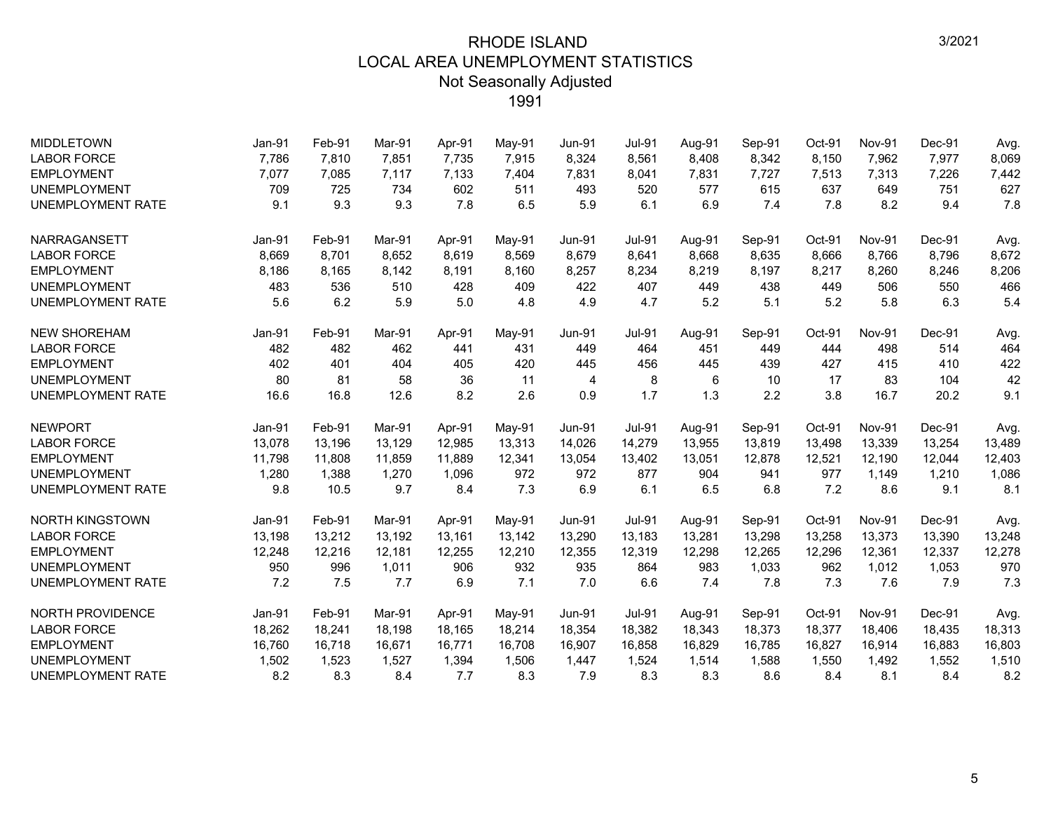# RHODE ISLAND
# LOCAL AREA UNEMPLOYMENT STATISTICS
## Not Seasonally Adjusted
## 1991

3/2021

| MIDDLETOWN | Jan-91 | Feb-91 | Mar-91 | Apr-91 | May-91 | Jun-91 | Jul-91 | Aug-91 | Sep-91 | Oct-91 | Nov-91 | Dec-91 | Avg. |
|---|---|---|---|---|---|---|---|---|---|---|---|---|---|
| LABOR FORCE | 7,786 | 7,810 | 7,851 | 7,735 | 7,915 | 8,324 | 8,561 | 8,408 | 8,342 | 8,150 | 7,962 | 7,977 | 8,069 |
| EMPLOYMENT | 7,077 | 7,085 | 7,117 | 7,133 | 7,404 | 7,831 | 8,041 | 7,831 | 7,727 | 7,513 | 7,313 | 7,226 | 7,442 |
| UNEMPLOYMENT | 709 | 725 | 734 | 602 | 511 | 493 | 520 | 577 | 615 | 637 | 649 | 751 | 627 |
| UNEMPLOYMENT RATE | 9.1 | 9.3 | 9.3 | 7.8 | 6.5 | 5.9 | 6.1 | 6.9 | 7.4 | 7.8 | 8.2 | 9.4 | 7.8 |

| NARRAGANSETT | Jan-91 | Feb-91 | Mar-91 | Apr-91 | May-91 | Jun-91 | Jul-91 | Aug-91 | Sep-91 | Oct-91 | Nov-91 | Dec-91 | Avg. |
|---|---|---|---|---|---|---|---|---|---|---|---|---|---|
| LABOR FORCE | 8,669 | 8,701 | 8,652 | 8,619 | 8,569 | 8,679 | 8,641 | 8,668 | 8,635 | 8,666 | 8,766 | 8,796 | 8,672 |
| EMPLOYMENT | 8,186 | 8,165 | 8,142 | 8,191 | 8,160 | 8,257 | 8,234 | 8,219 | 8,197 | 8,217 | 8,260 | 8,246 | 8,206 |
| UNEMPLOYMENT | 483 | 536 | 510 | 428 | 409 | 422 | 407 | 449 | 438 | 449 | 506 | 550 | 466 |
| UNEMPLOYMENT RATE | 5.6 | 6.2 | 5.9 | 5.0 | 4.8 | 4.9 | 4.7 | 5.2 | 5.1 | 5.2 | 5.8 | 6.3 | 5.4 |

| NEW SHOREHAM | Jan-91 | Feb-91 | Mar-91 | Apr-91 | May-91 | Jun-91 | Jul-91 | Aug-91 | Sep-91 | Oct-91 | Nov-91 | Dec-91 | Avg. |
|---|---|---|---|---|---|---|---|---|---|---|---|---|---|
| LABOR FORCE | 482 | 482 | 462 | 441 | 431 | 449 | 464 | 451 | 449 | 444 | 498 | 514 | 464 |
| EMPLOYMENT | 402 | 401 | 404 | 405 | 420 | 445 | 456 | 445 | 439 | 427 | 415 | 410 | 422 |
| UNEMPLOYMENT | 80 | 81 | 58 | 36 | 11 | 4 | 8 | 6 | 10 | 17 | 83 | 104 | 42 |
| UNEMPLOYMENT RATE | 16.6 | 16.8 | 12.6 | 8.2 | 2.6 | 0.9 | 1.7 | 1.3 | 2.2 | 3.8 | 16.7 | 20.2 | 9.1 |

| NEWPORT | Jan-91 | Feb-91 | Mar-91 | Apr-91 | May-91 | Jun-91 | Jul-91 | Aug-91 | Sep-91 | Oct-91 | Nov-91 | Dec-91 | Avg. |
|---|---|---|---|---|---|---|---|---|---|---|---|---|---|
| LABOR FORCE | 13,078 | 13,196 | 13,129 | 12,985 | 13,313 | 14,026 | 14,279 | 13,955 | 13,819 | 13,498 | 13,339 | 13,254 | 13,489 |
| EMPLOYMENT | 11,798 | 11,808 | 11,859 | 11,889 | 12,341 | 13,054 | 13,402 | 13,051 | 12,878 | 12,521 | 12,190 | 12,044 | 12,403 |
| UNEMPLOYMENT | 1,280 | 1,388 | 1,270 | 1,096 | 972 | 972 | 877 | 904 | 941 | 977 | 1,149 | 1,210 | 1,086 |
| UNEMPLOYMENT RATE | 9.8 | 10.5 | 9.7 | 8.4 | 7.3 | 6.9 | 6.1 | 6.5 | 6.8 | 7.2 | 8.6 | 9.1 | 8.1 |

| NORTH KINGSTOWN | Jan-91 | Feb-91 | Mar-91 | Apr-91 | May-91 | Jun-91 | Jul-91 | Aug-91 | Sep-91 | Oct-91 | Nov-91 | Dec-91 | Avg. |
|---|---|---|---|---|---|---|---|---|---|---|---|---|---|
| LABOR FORCE | 13,198 | 13,212 | 13,192 | 13,161 | 13,142 | 13,290 | 13,183 | 13,281 | 13,298 | 13,258 | 13,373 | 13,390 | 13,248 |
| EMPLOYMENT | 12,248 | 12,216 | 12,181 | 12,255 | 12,210 | 12,355 | 12,319 | 12,298 | 12,265 | 12,296 | 12,361 | 12,337 | 12,278 |
| UNEMPLOYMENT | 950 | 996 | 1,011 | 906 | 932 | 935 | 864 | 983 | 1,033 | 962 | 1,012 | 1,053 | 970 |
| UNEMPLOYMENT RATE | 7.2 | 7.5 | 7.7 | 6.9 | 7.1 | 7.0 | 6.6 | 7.4 | 7.8 | 7.3 | 7.6 | 7.9 | 7.3 |

| NORTH PROVIDENCE | Jan-91 | Feb-91 | Mar-91 | Apr-91 | May-91 | Jun-91 | Jul-91 | Aug-91 | Sep-91 | Oct-91 | Nov-91 | Dec-91 | Avg. |
|---|---|---|---|---|---|---|---|---|---|---|---|---|---|
| LABOR FORCE | 18,262 | 18,241 | 18,198 | 18,165 | 18,214 | 18,354 | 18,382 | 18,343 | 18,373 | 18,377 | 18,406 | 18,435 | 18,313 |
| EMPLOYMENT | 16,760 | 16,718 | 16,671 | 16,771 | 16,708 | 16,907 | 16,858 | 16,829 | 16,785 | 16,827 | 16,914 | 16,883 | 16,803 |
| UNEMPLOYMENT | 1,502 | 1,523 | 1,527 | 1,394 | 1,506 | 1,447 | 1,524 | 1,514 | 1,588 | 1,550 | 1,492 | 1,552 | 1,510 |
| UNEMPLOYMENT RATE | 8.2 | 8.3 | 8.4 | 7.7 | 8.3 | 7.9 | 8.3 | 8.3 | 8.6 | 8.4 | 8.1 | 8.4 | 8.2 |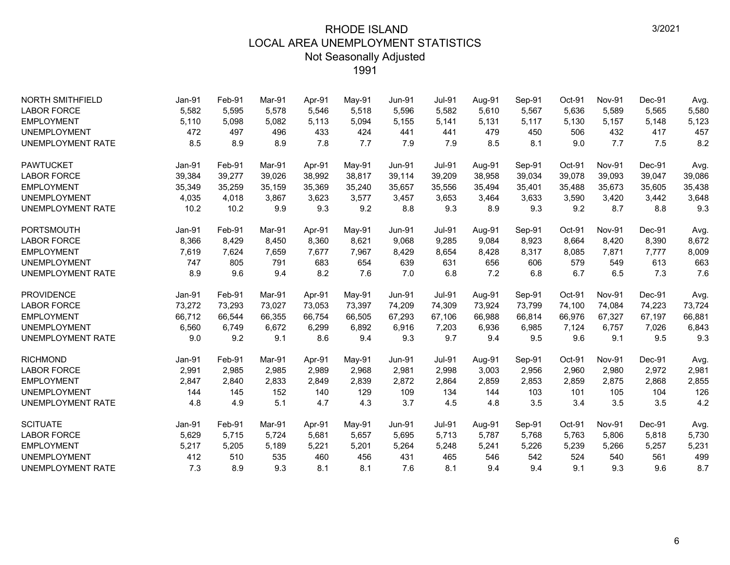# RHODE ISLAND
## LOCAL AREA UNEMPLOYMENT STATISTICS
### Not Seasonally Adjusted
### 1991

3/2021

| NORTH SMITHFIELD | Jan-91 | Feb-91 | Mar-91 | Apr-91 | May-91 | Jun-91 | Jul-91 | Aug-91 | Sep-91 | Oct-91 | Nov-91 | Dec-91 | Avg. |
|---|---|---|---|---|---|---|---|---|---|---|---|---|---|
| LABOR FORCE | 5,582 | 5,595 | 5,578 | 5,546 | 5,518 | 5,596 | 5,582 | 5,610 | 5,567 | 5,636 | 5,589 | 5,565 | 5,580 |
| EMPLOYMENT | 5,110 | 5,098 | 5,082 | 5,113 | 5,094 | 5,155 | 5,141 | 5,131 | 5,117 | 5,130 | 5,157 | 5,148 | 5,123 |
| UNEMPLOYMENT | 472 | 497 | 496 | 433 | 424 | 441 | 441 | 479 | 450 | 506 | 432 | 417 | 457 |
| UNEMPLOYMENT RATE | 8.5 | 8.9 | 8.9 | 7.8 | 7.7 | 7.9 | 7.9 | 8.5 | 8.1 | 9.0 | 7.7 | 7.5 | 8.2 |

| PAWTUCKET | Jan-91 | Feb-91 | Mar-91 | Apr-91 | May-91 | Jun-91 | Jul-91 | Aug-91 | Sep-91 | Oct-91 | Nov-91 | Dec-91 | Avg. |
|---|---|---|---|---|---|---|---|---|---|---|---|---|---|
| LABOR FORCE | 39,384 | 39,277 | 39,026 | 38,992 | 38,817 | 39,114 | 39,209 | 38,958 | 39,034 | 39,078 | 39,093 | 39,047 | 39,086 |
| EMPLOYMENT | 35,349 | 35,259 | 35,159 | 35,369 | 35,240 | 35,657 | 35,556 | 35,494 | 35,401 | 35,488 | 35,673 | 35,605 | 35,438 |
| UNEMPLOYMENT | 4,035 | 4,018 | 3,867 | 3,623 | 3,577 | 3,457 | 3,653 | 3,464 | 3,633 | 3,590 | 3,420 | 3,442 | 3,648 |
| UNEMPLOYMENT RATE | 10.2 | 10.2 | 9.9 | 9.3 | 9.2 | 8.8 | 9.3 | 8.9 | 9.3 | 9.2 | 8.7 | 8.8 | 9.3 |

| PORTSMOUTH | Jan-91 | Feb-91 | Mar-91 | Apr-91 | May-91 | Jun-91 | Jul-91 | Aug-91 | Sep-91 | Oct-91 | Nov-91 | Dec-91 | Avg. |
|---|---|---|---|---|---|---|---|---|---|---|---|---|---|
| LABOR FORCE | 8,366 | 8,429 | 8,450 | 8,360 | 8,621 | 9,068 | 9,285 | 9,084 | 8,923 | 8,664 | 8,420 | 8,390 | 8,672 |
| EMPLOYMENT | 7,619 | 7,624 | 7,659 | 7,677 | 7,967 | 8,429 | 8,654 | 8,428 | 8,317 | 8,085 | 7,871 | 7,777 | 8,009 |
| UNEMPLOYMENT | 747 | 805 | 791 | 683 | 654 | 639 | 631 | 656 | 606 | 579 | 549 | 613 | 663 |
| UNEMPLOYMENT RATE | 8.9 | 9.6 | 9.4 | 8.2 | 7.6 | 7.0 | 6.8 | 7.2 | 6.8 | 6.7 | 6.5 | 7.3 | 7.6 |

| PROVIDENCE | Jan-91 | Feb-91 | Mar-91 | Apr-91 | May-91 | Jun-91 | Jul-91 | Aug-91 | Sep-91 | Oct-91 | Nov-91 | Dec-91 | Avg. |
|---|---|---|---|---|---|---|---|---|---|---|---|---|---|
| LABOR FORCE | 73,272 | 73,293 | 73,027 | 73,053 | 73,397 | 74,209 | 74,309 | 73,924 | 73,799 | 74,100 | 74,084 | 74,223 | 73,724 |
| EMPLOYMENT | 66,712 | 66,544 | 66,355 | 66,754 | 66,505 | 67,293 | 67,106 | 66,988 | 66,814 | 66,976 | 67,327 | 67,197 | 66,881 |
| UNEMPLOYMENT | 6,560 | 6,749 | 6,672 | 6,299 | 6,892 | 6,916 | 7,203 | 6,936 | 6,985 | 7,124 | 6,757 | 7,026 | 6,843 |
| UNEMPLOYMENT RATE | 9.0 | 9.2 | 9.1 | 8.6 | 9.4 | 9.3 | 9.7 | 9.4 | 9.5 | 9.6 | 9.1 | 9.5 | 9.3 |

| RICHMOND | Jan-91 | Feb-91 | Mar-91 | Apr-91 | May-91 | Jun-91 | Jul-91 | Aug-91 | Sep-91 | Oct-91 | Nov-91 | Dec-91 | Avg. |
|---|---|---|---|---|---|---|---|---|---|---|---|---|---|
| LABOR FORCE | 2,991 | 2,985 | 2,985 | 2,989 | 2,968 | 2,981 | 2,998 | 3,003 | 2,956 | 2,960 | 2,980 | 2,972 | 2,981 |
| EMPLOYMENT | 2,847 | 2,840 | 2,833 | 2,849 | 2,839 | 2,872 | 2,864 | 2,859 | 2,853 | 2,859 | 2,875 | 2,868 | 2,855 |
| UNEMPLOYMENT | 144 | 145 | 152 | 140 | 129 | 109 | 134 | 144 | 103 | 101 | 105 | 104 | 126 |
| UNEMPLOYMENT RATE | 4.8 | 4.9 | 5.1 | 4.7 | 4.3 | 3.7 | 4.5 | 4.8 | 3.5 | 3.4 | 3.5 | 3.5 | 4.2 |

| SCITUATE | Jan-91 | Feb-91 | Mar-91 | Apr-91 | May-91 | Jun-91 | Jul-91 | Aug-91 | Sep-91 | Oct-91 | Nov-91 | Dec-91 | Avg. |
|---|---|---|---|---|---|---|---|---|---|---|---|---|---|
| LABOR FORCE | 5,629 | 5,715 | 5,724 | 5,681 | 5,657 | 5,695 | 5,713 | 5,787 | 5,768 | 5,763 | 5,806 | 5,818 | 5,730 |
| EMPLOYMENT | 5,217 | 5,205 | 5,189 | 5,221 | 5,201 | 5,264 | 5,248 | 5,241 | 5,226 | 5,239 | 5,266 | 5,257 | 5,231 |
| UNEMPLOYMENT | 412 | 510 | 535 | 460 | 456 | 431 | 465 | 546 | 542 | 524 | 540 | 561 | 499 |
| UNEMPLOYMENT RATE | 7.3 | 8.9 | 9.3 | 8.1 | 8.1 | 7.6 | 8.1 | 9.4 | 9.4 | 9.1 | 9.3 | 9.6 | 8.7 |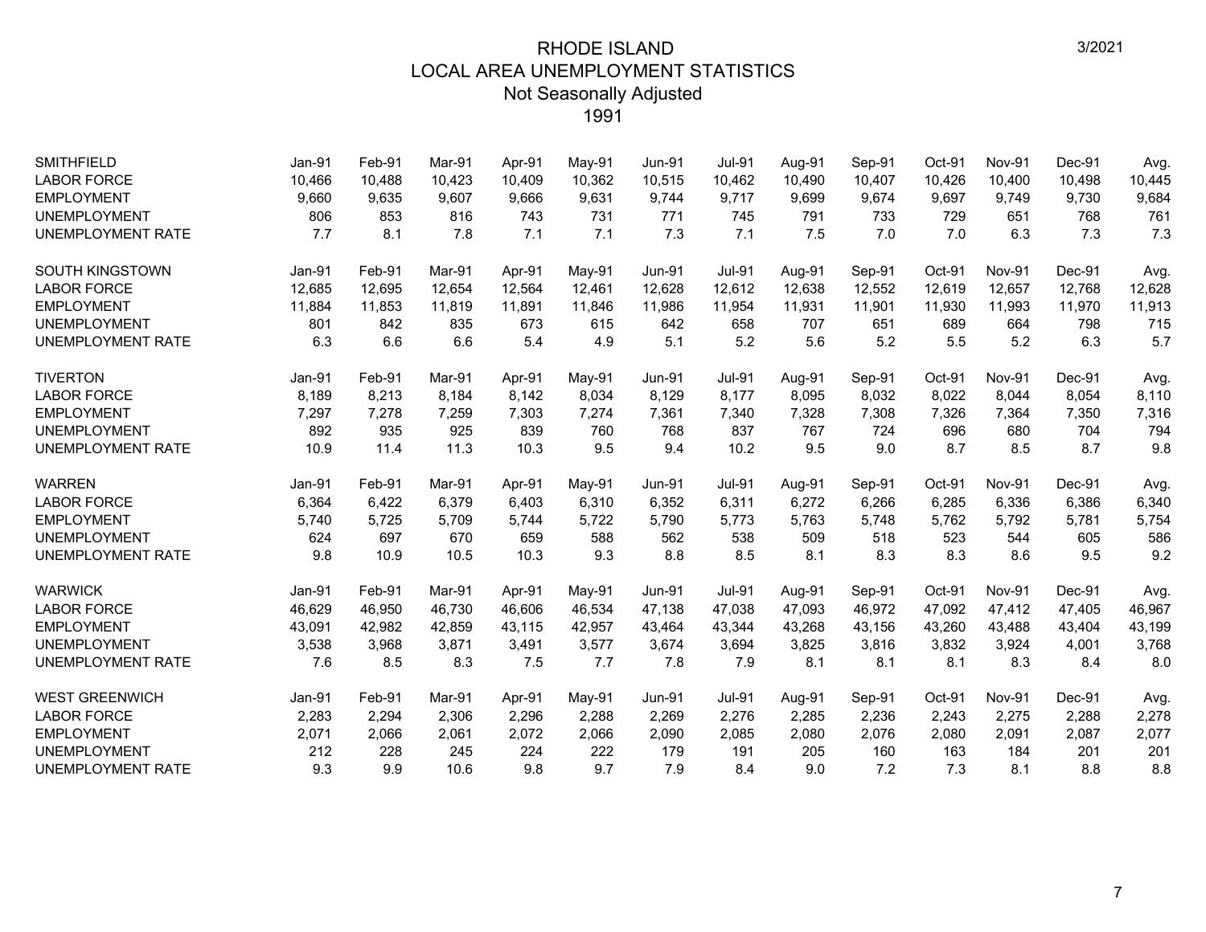# RHODE ISLAND
## LOCAL AREA UNEMPLOYMENT STATISTICS
### Not Seasonally Adjusted
### 1991

3/2021

| SMITHFIELD | Jan-91 | Feb-91 | Mar-91 | Apr-91 | May-91 | Jun-91 | Jul-91 | Aug-91 | Sep-91 | Oct-91 | Nov-91 | Dec-91 | Avg. |
|---|---|---|---|---|---|---|---|---|---|---|---|---|---|
| LABOR FORCE | 10,466 | 10,488 | 10,423 | 10,409 | 10,362 | 10,515 | 10,462 | 10,490 | 10,407 | 10,426 | 10,400 | 10,498 | 10,445 |
| EMPLOYMENT | 9,660 | 9,635 | 9,607 | 9,666 | 9,631 | 9,744 | 9,717 | 9,699 | 9,674 | 9,697 | 9,749 | 9,730 | 9,684 |
| UNEMPLOYMENT | 806 | 853 | 816 | 743 | 731 | 771 | 745 | 791 | 733 | 729 | 651 | 768 | 761 |
| UNEMPLOYMENT RATE | 7.7 | 8.1 | 7.8 | 7.1 | 7.1 | 7.3 | 7.1 | 7.5 | 7.0 | 7.0 | 6.3 | 7.3 | 7.3 |

| SOUTH KINGSTOWN | Jan-91 | Feb-91 | Mar-91 | Apr-91 | May-91 | Jun-91 | Jul-91 | Aug-91 | Sep-91 | Oct-91 | Nov-91 | Dec-91 | Avg. |
|---|---|---|---|---|---|---|---|---|---|---|---|---|---|
| LABOR FORCE | 12,685 | 12,695 | 12,654 | 12,564 | 12,461 | 12,628 | 12,612 | 12,638 | 12,552 | 12,619 | 12,657 | 12,768 | 12,628 |
| EMPLOYMENT | 11,884 | 11,853 | 11,819 | 11,891 | 11,846 | 11,986 | 11,954 | 11,931 | 11,901 | 11,930 | 11,993 | 11,970 | 11,913 |
| UNEMPLOYMENT | 801 | 842 | 835 | 673 | 615 | 642 | 658 | 707 | 651 | 689 | 664 | 798 | 715 |
| UNEMPLOYMENT RATE | 6.3 | 6.6 | 6.6 | 5.4 | 4.9 | 5.1 | 5.2 | 5.6 | 5.2 | 5.5 | 5.2 | 6.3 | 5.7 |

| TIVERTON | Jan-91 | Feb-91 | Mar-91 | Apr-91 | May-91 | Jun-91 | Jul-91 | Aug-91 | Sep-91 | Oct-91 | Nov-91 | Dec-91 | Avg. |
|---|---|---|---|---|---|---|---|---|---|---|---|---|---|
| LABOR FORCE | 8,189 | 8,213 | 8,184 | 8,142 | 8,034 | 8,129 | 8,177 | 8,095 | 8,032 | 8,022 | 8,044 | 8,054 | 8,110 |
| EMPLOYMENT | 7,297 | 7,278 | 7,259 | 7,303 | 7,274 | 7,361 | 7,340 | 7,328 | 7,308 | 7,326 | 7,364 | 7,350 | 7,316 |
| UNEMPLOYMENT | 892 | 935 | 925 | 839 | 760 | 768 | 837 | 767 | 724 | 696 | 680 | 704 | 794 |
| UNEMPLOYMENT RATE | 10.9 | 11.4 | 11.3 | 10.3 | 9.5 | 9.4 | 10.2 | 9.5 | 9.0 | 8.7 | 8.5 | 8.7 | 9.8 |

| WARREN | Jan-91 | Feb-91 | Mar-91 | Apr-91 | May-91 | Jun-91 | Jul-91 | Aug-91 | Sep-91 | Oct-91 | Nov-91 | Dec-91 | Avg. |
|---|---|---|---|---|---|---|---|---|---|---|---|---|---|
| LABOR FORCE | 6,364 | 6,422 | 6,379 | 6,403 | 6,310 | 6,352 | 6,311 | 6,272 | 6,266 | 6,285 | 6,336 | 6,386 | 6,340 |
| EMPLOYMENT | 5,740 | 5,725 | 5,709 | 5,744 | 5,722 | 5,790 | 5,773 | 5,763 | 5,748 | 5,762 | 5,792 | 5,781 | 5,754 |
| UNEMPLOYMENT | 624 | 697 | 670 | 659 | 588 | 562 | 538 | 509 | 518 | 523 | 544 | 605 | 586 |
| UNEMPLOYMENT RATE | 9.8 | 10.9 | 10.5 | 10.3 | 9.3 | 8.8 | 8.5 | 8.1 | 8.3 | 8.3 | 8.6 | 9.5 | 9.2 |

| WARWICK | Jan-91 | Feb-91 | Mar-91 | Apr-91 | May-91 | Jun-91 | Jul-91 | Aug-91 | Sep-91 | Oct-91 | Nov-91 | Dec-91 | Avg. |
|---|---|---|---|---|---|---|---|---|---|---|---|---|---|
| LABOR FORCE | 46,629 | 46,950 | 46,730 | 46,606 | 46,534 | 47,138 | 47,038 | 47,093 | 46,972 | 47,092 | 47,412 | 47,405 | 46,967 |
| EMPLOYMENT | 43,091 | 42,982 | 42,859 | 43,115 | 42,957 | 43,464 | 43,344 | 43,268 | 43,156 | 43,260 | 43,488 | 43,404 | 43,199 |
| UNEMPLOYMENT | 3,538 | 3,968 | 3,871 | 3,491 | 3,577 | 3,674 | 3,694 | 3,825 | 3,816 | 3,832 | 3,924 | 4,001 | 3,768 |
| UNEMPLOYMENT RATE | 7.6 | 8.5 | 8.3 | 7.5 | 7.7 | 7.8 | 7.9 | 8.1 | 8.1 | 8.1 | 8.3 | 8.4 | 8.0 |

| WEST GREENWICH | Jan-91 | Feb-91 | Mar-91 | Apr-91 | May-91 | Jun-91 | Jul-91 | Aug-91 | Sep-91 | Oct-91 | Nov-91 | Dec-91 | Avg. |
|---|---|---|---|---|---|---|---|---|---|---|---|---|---|
| LABOR FORCE | 2,283 | 2,294 | 2,306 | 2,296 | 2,288 | 2,269 | 2,276 | 2,285 | 2,236 | 2,243 | 2,275 | 2,288 | 2,278 |
| EMPLOYMENT | 2,071 | 2,066 | 2,061 | 2,072 | 2,066 | 2,090 | 2,085 | 2,080 | 2,076 | 2,080 | 2,091 | 2,087 | 2,077 |
| UNEMPLOYMENT | 212 | 228 | 245 | 224 | 222 | 179 | 191 | 205 | 160 | 163 | 184 | 201 | 201 |
| UNEMPLOYMENT RATE | 9.3 | 9.9 | 10.6 | 9.8 | 9.7 | 7.9 | 8.4 | 9.0 | 7.2 | 7.3 | 8.1 | 8.8 | 8.8 |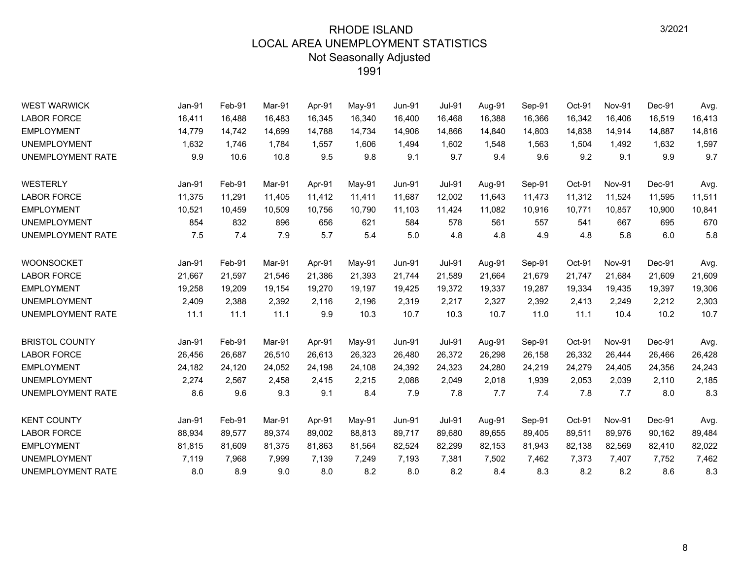# RHODE ISLAND
## LOCAL AREA UNEMPLOYMENT STATISTICS
### Not Seasonally Adjusted
### 1991

3/2021

| WEST WARWICK | Jan-91 | Feb-91 | Mar-91 | Apr-91 | May-91 | Jun-91 | Jul-91 | Aug-91 | Sep-91 | Oct-91 | Nov-91 | Dec-91 | Avg. |
|---|---|---|---|---|---|---|---|---|---|---|---|---|---|
| LABOR FORCE | 16,411 | 16,488 | 16,483 | 16,345 | 16,340 | 16,400 | 16,468 | 16,388 | 16,366 | 16,342 | 16,406 | 16,519 | 16,413 |
| EMPLOYMENT | 14,779 | 14,742 | 14,699 | 14,788 | 14,734 | 14,906 | 14,866 | 14,840 | 14,803 | 14,838 | 14,914 | 14,887 | 14,816 |
| UNEMPLOYMENT | 1,632 | 1,746 | 1,784 | 1,557 | 1,606 | 1,494 | 1,602 | 1,548 | 1,563 | 1,504 | 1,492 | 1,632 | 1,597 |
| UNEMPLOYMENT RATE | 9.9 | 10.6 | 10.8 | 9.5 | 9.8 | 9.1 | 9.7 | 9.4 | 9.6 | 9.2 | 9.1 | 9.9 | 9.7 |

| WESTERLY | Jan-91 | Feb-91 | Mar-91 | Apr-91 | May-91 | Jun-91 | Jul-91 | Aug-91 | Sep-91 | Oct-91 | Nov-91 | Dec-91 | Avg. |
|---|---|---|---|---|---|---|---|---|---|---|---|---|---|
| LABOR FORCE | 11,375 | 11,291 | 11,405 | 11,412 | 11,411 | 11,687 | 12,002 | 11,643 | 11,473 | 11,312 | 11,524 | 11,595 | 11,511 |
| EMPLOYMENT | 10,521 | 10,459 | 10,509 | 10,756 | 10,790 | 11,103 | 11,424 | 11,082 | 10,916 | 10,771 | 10,857 | 10,900 | 10,841 |
| UNEMPLOYMENT | 854 | 832 | 896 | 656 | 621 | 584 | 578 | 561 | 557 | 541 | 667 | 695 | 670 |
| UNEMPLOYMENT RATE | 7.5 | 7.4 | 7.9 | 5.7 | 5.4 | 5.0 | 4.8 | 4.8 | 4.9 | 4.8 | 5.8 | 6.0 | 5.8 |

| WOONSOCKET | Jan-91 | Feb-91 | Mar-91 | Apr-91 | May-91 | Jun-91 | Jul-91 | Aug-91 | Sep-91 | Oct-91 | Nov-91 | Dec-91 | Avg. |
|---|---|---|---|---|---|---|---|---|---|---|---|---|---|
| LABOR FORCE | 21,667 | 21,597 | 21,546 | 21,386 | 21,393 | 21,744 | 21,589 | 21,664 | 21,679 | 21,747 | 21,684 | 21,609 | 21,609 |
| EMPLOYMENT | 19,258 | 19,209 | 19,154 | 19,270 | 19,197 | 19,425 | 19,372 | 19,337 | 19,287 | 19,334 | 19,435 | 19,397 | 19,306 |
| UNEMPLOYMENT | 2,409 | 2,388 | 2,392 | 2,116 | 2,196 | 2,319 | 2,217 | 2,327 | 2,392 | 2,413 | 2,249 | 2,212 | 2,303 |
| UNEMPLOYMENT RATE | 11.1 | 11.1 | 11.1 | 9.9 | 10.3 | 10.7 | 10.3 | 10.7 | 11.0 | 11.1 | 10.4 | 10.2 | 10.7 |

| BRISTOL COUNTY | Jan-91 | Feb-91 | Mar-91 | Apr-91 | May-91 | Jun-91 | Jul-91 | Aug-91 | Sep-91 | Oct-91 | Nov-91 | Dec-91 | Avg. |
|---|---|---|---|---|---|---|---|---|---|---|---|---|---|
| LABOR FORCE | 26,456 | 26,687 | 26,510 | 26,613 | 26,323 | 26,480 | 26,372 | 26,298 | 26,158 | 26,332 | 26,444 | 26,466 | 26,428 |
| EMPLOYMENT | 24,182 | 24,120 | 24,052 | 24,198 | 24,108 | 24,392 | 24,323 | 24,280 | 24,219 | 24,279 | 24,405 | 24,356 | 24,243 |
| UNEMPLOYMENT | 2,274 | 2,567 | 2,458 | 2,415 | 2,215 | 2,088 | 2,049 | 2,018 | 1,939 | 2,053 | 2,039 | 2,110 | 2,185 |
| UNEMPLOYMENT RATE | 8.6 | 9.6 | 9.3 | 9.1 | 8.4 | 7.9 | 7.8 | 7.7 | 7.4 | 7.8 | 7.7 | 8.0 | 8.3 |

| KENT COUNTY | Jan-91 | Feb-91 | Mar-91 | Apr-91 | May-91 | Jun-91 | Jul-91 | Aug-91 | Sep-91 | Oct-91 | Nov-91 | Dec-91 | Avg. |
|---|---|---|---|---|---|---|---|---|---|---|---|---|---|
| LABOR FORCE | 88,934 | 89,577 | 89,374 | 89,002 | 88,813 | 89,717 | 89,680 | 89,655 | 89,405 | 89,511 | 89,976 | 90,162 | 89,484 |
| EMPLOYMENT | 81,815 | 81,609 | 81,375 | 81,863 | 81,564 | 82,524 | 82,299 | 82,153 | 81,943 | 82,138 | 82,569 | 82,410 | 82,022 |
| UNEMPLOYMENT | 7,119 | 7,968 | 7,999 | 7,139 | 7,249 | 7,193 | 7,381 | 7,502 | 7,462 | 7,373 | 7,407 | 7,752 | 7,462 |
| UNEMPLOYMENT RATE | 8.0 | 8.9 | 9.0 | 8.0 | 8.2 | 8.0 | 8.2 | 8.4 | 8.3 | 8.2 | 8.2 | 8.6 | 8.3 |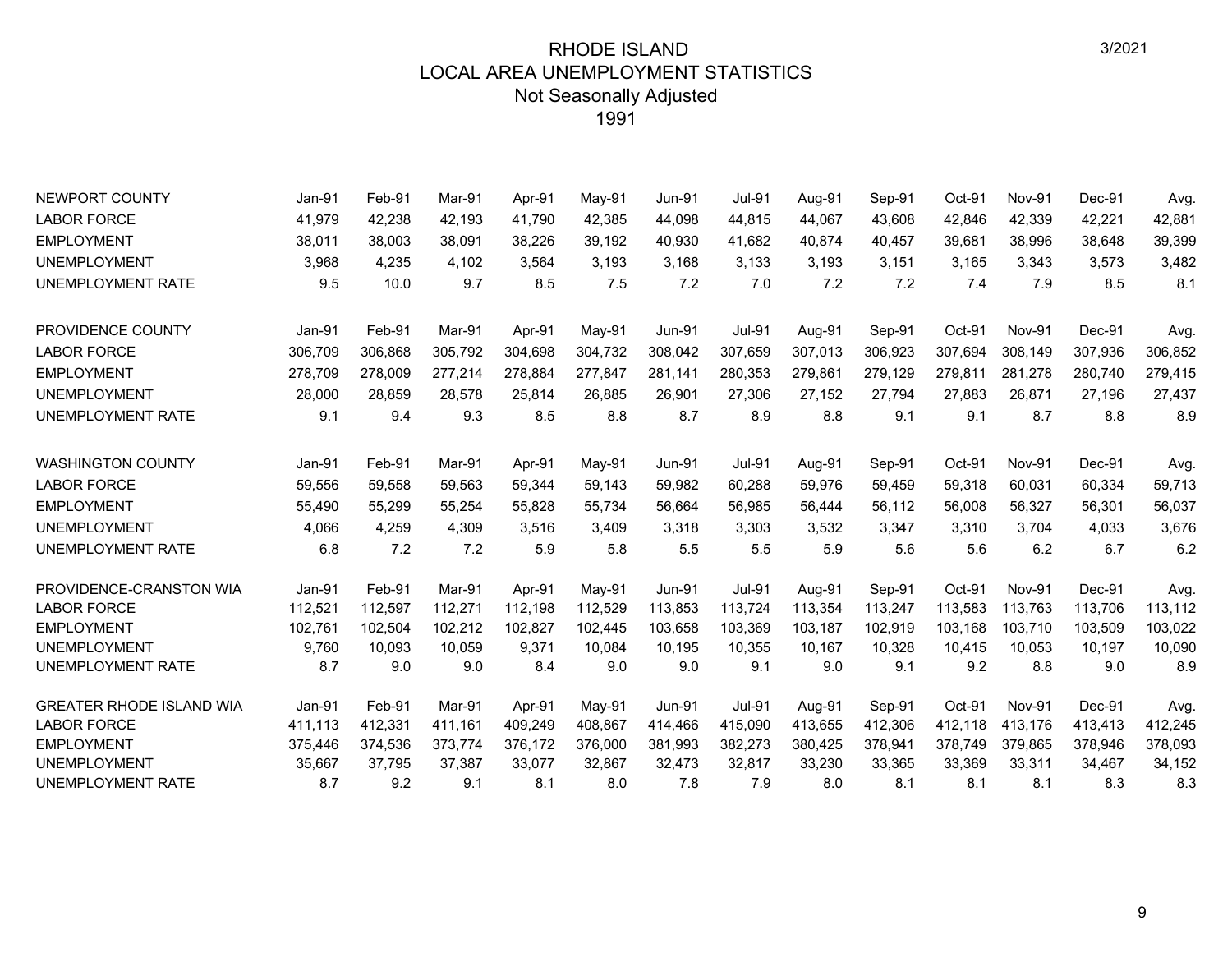# RHODE ISLAND
## LOCAL AREA UNEMPLOYMENT STATISTICS
### Not Seasonally Adjusted
### 1991

3/2021

| NEWPORT COUNTY | Jan-91 | Feb-91 | Mar-91 | Apr-91 | May-91 | Jun-91 | Jul-91 | Aug-91 | Sep-91 | Oct-91 | Nov-91 | Dec-91 | Avg. |
|---|---|---|---|---|---|---|---|---|---|---|---|---|---|
| LABOR FORCE | 41,979 | 42,238 | 42,193 | 41,790 | 42,385 | 44,098 | 44,815 | 44,067 | 43,608 | 42,846 | 42,339 | 42,221 | 42,881 |
| EMPLOYMENT | 38,011 | 38,003 | 38,091 | 38,226 | 39,192 | 40,930 | 41,682 | 40,874 | 40,457 | 39,681 | 38,996 | 38,648 | 39,399 |
| UNEMPLOYMENT | 3,968 | 4,235 | 4,102 | 3,564 | 3,193 | 3,168 | 3,133 | 3,193 | 3,151 | 3,165 | 3,343 | 3,573 | 3,482 |
| UNEMPLOYMENT RATE | 9.5 | 10.0 | 9.7 | 8.5 | 7.5 | 7.2 | 7.0 | 7.2 | 7.2 | 7.4 | 7.9 | 8.5 | 8.1 |

| PROVIDENCE COUNTY | Jan-91 | Feb-91 | Mar-91 | Apr-91 | May-91 | Jun-91 | Jul-91 | Aug-91 | Sep-91 | Oct-91 | Nov-91 | Dec-91 | Avg. |
|---|---|---|---|---|---|---|---|---|---|---|---|---|---|
| LABOR FORCE | 306,709 | 306,868 | 305,792 | 304,698 | 304,732 | 308,042 | 307,659 | 307,013 | 306,923 | 307,694 | 308,149 | 307,936 | 306,852 |
| EMPLOYMENT | 278,709 | 278,009 | 277,214 | 278,884 | 277,847 | 281,141 | 280,353 | 279,861 | 279,129 | 279,811 | 281,278 | 280,740 | 279,415 |
| UNEMPLOYMENT | 28,000 | 28,859 | 28,578 | 25,814 | 26,885 | 26,901 | 27,306 | 27,152 | 27,794 | 27,883 | 26,871 | 27,196 | 27,437 |
| UNEMPLOYMENT RATE | 9.1 | 9.4 | 9.3 | 8.5 | 8.8 | 8.7 | 8.9 | 8.8 | 9.1 | 9.1 | 8.7 | 8.8 | 8.9 |

| WASHINGTON COUNTY | Jan-91 | Feb-91 | Mar-91 | Apr-91 | May-91 | Jun-91 | Jul-91 | Aug-91 | Sep-91 | Oct-91 | Nov-91 | Dec-91 | Avg. |
|---|---|---|---|---|---|---|---|---|---|---|---|---|---|
| LABOR FORCE | 59,556 | 59,558 | 59,563 | 59,344 | 59,143 | 59,982 | 60,288 | 59,976 | 59,459 | 59,318 | 60,031 | 60,334 | 59,713 |
| EMPLOYMENT | 55,490 | 55,299 | 55,254 | 55,828 | 55,734 | 56,664 | 56,985 | 56,444 | 56,112 | 56,008 | 56,327 | 56,301 | 56,037 |
| UNEMPLOYMENT | 4,066 | 4,259 | 4,309 | 3,516 | 3,409 | 3,318 | 3,303 | 3,532 | 3,347 | 3,310 | 3,704 | 4,033 | 3,676 |
| UNEMPLOYMENT RATE | 6.8 | 7.2 | 7.2 | 5.9 | 5.8 | 5.5 | 5.5 | 5.9 | 5.6 | 5.6 | 6.2 | 6.7 | 6.2 |

| PROVIDENCE-CRANSTON WIA | Jan-91 | Feb-91 | Mar-91 | Apr-91 | May-91 | Jun-91 | Jul-91 | Aug-91 | Sep-91 | Oct-91 | Nov-91 | Dec-91 | Avg. |
|---|---|---|---|---|---|---|---|---|---|---|---|---|---|
| LABOR FORCE | 112,521 | 112,597 | 112,271 | 112,198 | 112,529 | 113,853 | 113,724 | 113,354 | 113,247 | 113,583 | 113,763 | 113,706 | 113,112 |
| EMPLOYMENT | 102,761 | 102,504 | 102,212 | 102,827 | 102,445 | 103,658 | 103,369 | 103,187 | 102,919 | 103,168 | 103,710 | 103,509 | 103,022 |
| UNEMPLOYMENT | 9,760 | 10,093 | 10,059 | 9,371 | 10,084 | 10,195 | 10,355 | 10,167 | 10,328 | 10,415 | 10,053 | 10,197 | 10,090 |
| UNEMPLOYMENT RATE | 8.7 | 9.0 | 9.0 | 8.4 | 9.0 | 9.0 | 9.1 | 9.0 | 9.1 | 9.2 | 8.8 | 9.0 | 8.9 |

| GREATER RHODE ISLAND WIA | Jan-91 | Feb-91 | Mar-91 | Apr-91 | May-91 | Jun-91 | Jul-91 | Aug-91 | Sep-91 | Oct-91 | Nov-91 | Dec-91 | Avg. |
|---|---|---|---|---|---|---|---|---|---|---|---|---|---|
| LABOR FORCE | 411,113 | 412,331 | 411,161 | 409,249 | 408,867 | 414,466 | 415,090 | 413,655 | 412,306 | 412,118 | 413,176 | 413,413 | 412,245 |
| EMPLOYMENT | 375,446 | 374,536 | 373,774 | 376,172 | 376,000 | 381,993 | 382,273 | 380,425 | 378,941 | 378,749 | 379,865 | 378,946 | 378,093 |
| UNEMPLOYMENT | 35,667 | 37,795 | 37,387 | 33,077 | 32,867 | 32,473 | 32,817 | 33,230 | 33,365 | 33,369 | 33,311 | 34,467 | 34,152 |
| UNEMPLOYMENT RATE | 8.7 | 9.2 | 9.1 | 8.1 | 8.0 | 7.8 | 7.9 | 8.0 | 8.1 | 8.1 | 8.1 | 8.3 | 8.3 |